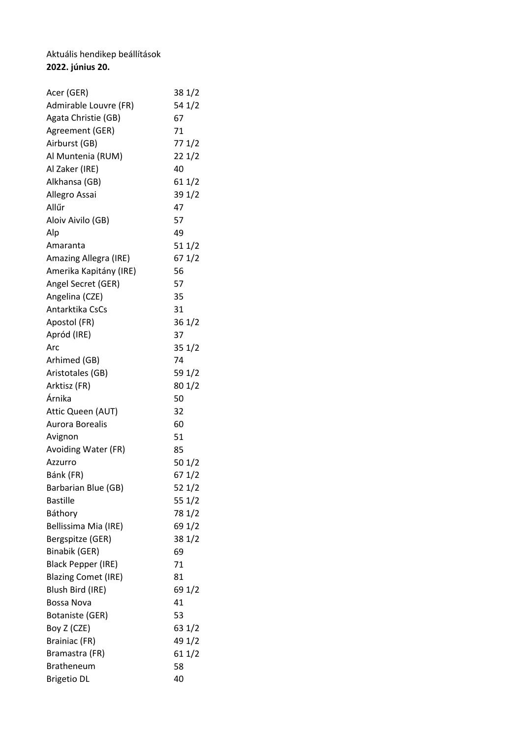Aktuális hendikep beállítások

**2022. június 20.**

| | |
|---|---|
| Acer (GER) | 38 1/2 |
| Admirable Louvre (FR) | 54 1/2 |
| Agata Christie (GB) | 67 |
| Agreement (GER) | 71 |
| Airburst (GB) | 77 1/2 |
| Al Muntenia (RUM) | 22 1/2 |
| Al Zaker (IRE) | 40 |
| Alkhansa (GB) | 61 1/2 |
| Allegro Assai | 39 1/2 |
| Allűr | 47 |
| Aloiv Aivilo (GB) | 57 |
| Alp | 49 |
| Amaranta | 51 1/2 |
| Amazing Allegra (IRE) | 67 1/2 |
| Amerika Kapitány (IRE) | 56 |
| Angel Secret (GER) | 57 |
| Angelina (CZE) | 35 |
| Antarktika CsCs | 31 |
| Apostol (FR) | 36 1/2 |
| Apród (IRE) | 37 |
| Arc | 35 1/2 |
| Arhimed (GB) | 74 |
| Aristotales (GB) | 59 1/2 |
| Arktisz (FR) | 80 1/2 |
| Árnika | 50 |
| Attic Queen (AUT) | 32 |
| Aurora Borealis | 60 |
| Avignon | 51 |
| Avoiding Water (FR) | 85 |
| Azzurro | 50 1/2 |
| Bánk (FR) | 67 1/2 |
| Barbarian Blue (GB) | 52 1/2 |
| Bastille | 55 1/2 |
| Báthory | 78 1/2 |
| Bellissima Mia (IRE) | 69 1/2 |
| Bergspitze (GER) | 38 1/2 |
| Binabik (GER) | 69 |
| Black Pepper (IRE) | 71 |
| Blazing Comet (IRE) | 81 |
| Blush Bird (IRE) | 69 1/2 |
| Bossa Nova | 41 |
| Botaniste (GER) | 53 |
| Boy Z (CZE) | 63 1/2 |
| Brainiac (FR) | 49 1/2 |
| Bramastra (FR) | 61 1/2 |
| Bratheneum | 58 |
| Brigetio DL | 40 |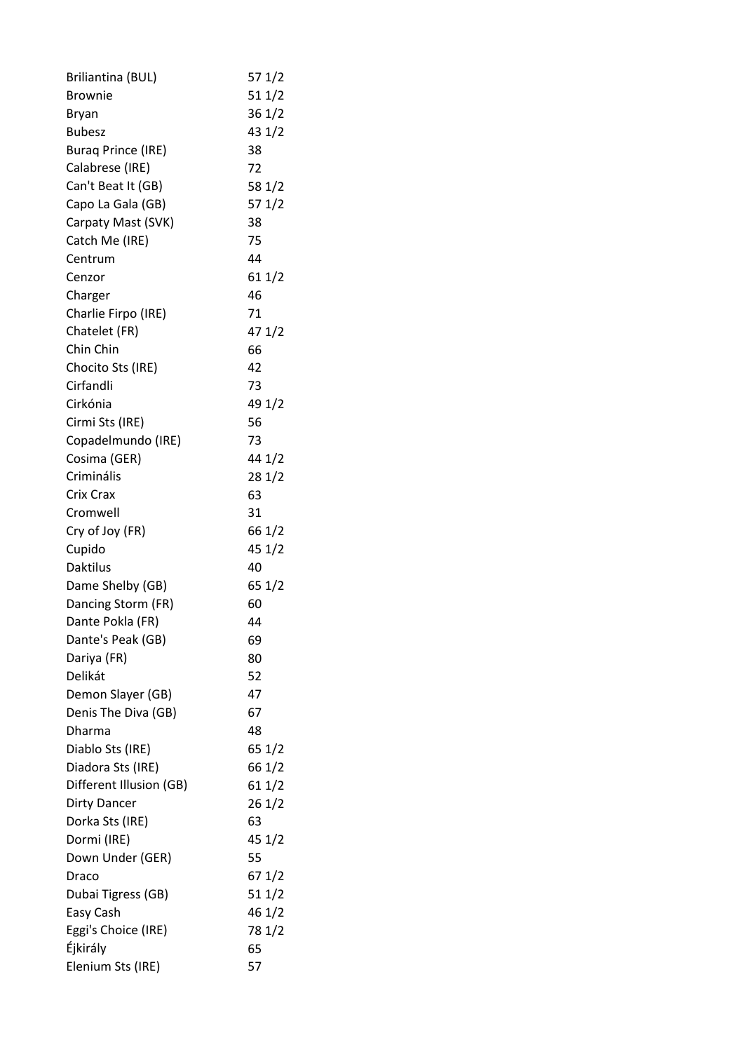| | |
|---|---|
| Briliantina (BUL) | 57 1/2 |
| Brownie | 51 1/2 |
| Bryan | 36 1/2 |
| Bubesz | 43 1/2 |
| Buraq Prince (IRE) | 38 |
| Calabrese (IRE) | 72 |
| Can't Beat It (GB) | 58 1/2 |
| Capo La Gala (GB) | 57 1/2 |
| Carpaty Mast (SVK) | 38 |
| Catch Me (IRE) | 75 |
| Centrum | 44 |
| Cenzor | 61 1/2 |
| Charger | 46 |
| Charlie Firpo (IRE) | 71 |
| Chatelet (FR) | 47 1/2 |
| Chin Chin | 66 |
| Chocito Sts (IRE) | 42 |
| Cirfandli | 73 |
| Cirkónia | 49 1/2 |
| Cirmi Sts (IRE) | 56 |
| Copadelmundo (IRE) | 73 |
| Cosima (GER) | 44 1/2 |
| Criminális | 28 1/2 |
| Crix Crax | 63 |
| Cromwell | 31 |
| Cry of Joy (FR) | 66 1/2 |
| Cupido | 45 1/2 |
| Daktilus | 40 |
| Dame Shelby (GB) | 65 1/2 |
| Dancing Storm (FR) | 60 |
| Dante Pokla (FR) | 44 |
| Dante's Peak (GB) | 69 |
| Dariya (FR) | 80 |
| Delikát | 52 |
| Demon Slayer (GB) | 47 |
| Denis The Diva (GB) | 67 |
| Dharma | 48 |
| Diablo Sts (IRE) | 65 1/2 |
| Diadora Sts (IRE) | 66 1/2 |
| Different Illusion (GB) | 61 1/2 |
| Dirty Dancer | 26 1/2 |
| Dorka Sts (IRE) | 63 |
| Dormi (IRE) | 45 1/2 |
| Down Under (GER) | 55 |
| Draco | 67 1/2 |
| Dubai Tigress (GB) | 51 1/2 |
| Easy Cash | 46 1/2 |
| Eggi's Choice (IRE) | 78 1/2 |
| Éjkirály | 65 |
| Elenium Sts (IRE) | 57 |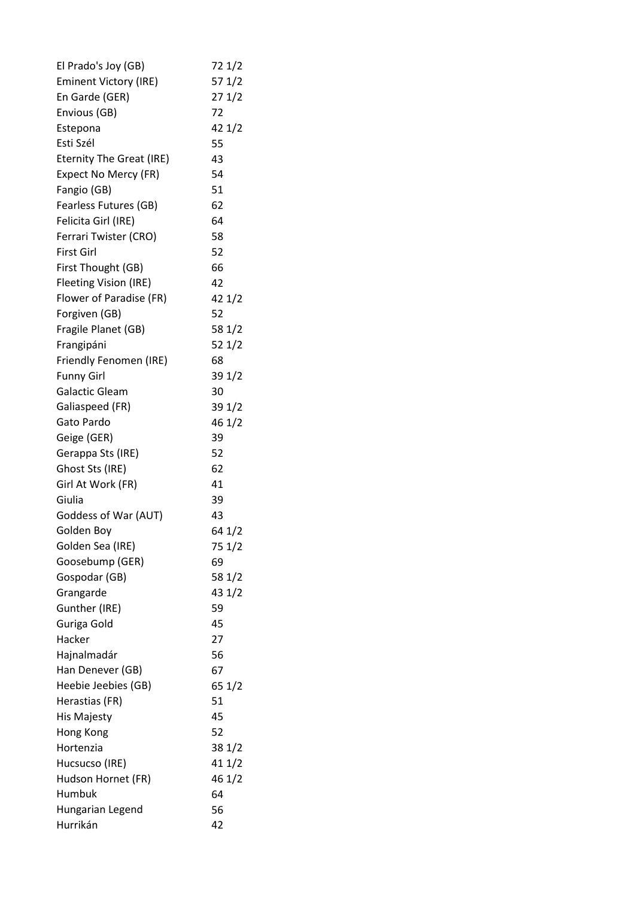| | |
|---|---|
| El Prado's Joy (GB) | 72 1/2 |
| Eminent Victory (IRE) | 57 1/2 |
| En Garde (GER) | 27 1/2 |
| Envious (GB) | 72 |
| Estepona | 42 1/2 |
| Esti Szél | 55 |
| Eternity The Great (IRE) | 43 |
| Expect No Mercy (FR) | 54 |
| Fangio (GB) | 51 |
| Fearless Futures (GB) | 62 |
| Felicita Girl (IRE) | 64 |
| Ferrari Twister (CRO) | 58 |
| First Girl | 52 |
| First Thought (GB) | 66 |
| Fleeting Vision (IRE) | 42 |
| Flower of Paradise (FR) | 42 1/2 |
| Forgiven (GB) | 52 |
| Fragile Planet (GB) | 58 1/2 |
| Frangipáni | 52 1/2 |
| Friendly Fenomen (IRE) | 68 |
| Funny Girl | 39 1/2 |
| Galactic Gleam | 30 |
| Galiaspeed (FR) | 39 1/2 |
| Gato Pardo | 46 1/2 |
| Geige (GER) | 39 |
| Gerappa Sts (IRE) | 52 |
| Ghost Sts (IRE) | 62 |
| Girl At Work (FR) | 41 |
| Giulia | 39 |
| Goddess of War (AUT) | 43 |
| Golden Boy | 64 1/2 |
| Golden Sea (IRE) | 75 1/2 |
| Goosebump (GER) | 69 |
| Gospodar (GB) | 58 1/2 |
| Grangarde | 43 1/2 |
| Gunther (IRE) | 59 |
| Guriga Gold | 45 |
| Hacker | 27 |
| Hajnalmadár | 56 |
| Han Denever (GB) | 67 |
| Heebie Jeebies (GB) | 65 1/2 |
| Herastias (FR) | 51 |
| His Majesty | 45 |
| Hong Kong | 52 |
| Hortenzia | 38 1/2 |
| Hucsucso (IRE) | 41 1/2 |
| Hudson Hornet (FR) | 46 1/2 |
| Humbuk | 64 |
| Hungarian Legend | 56 |
| Hurrikán | 42 |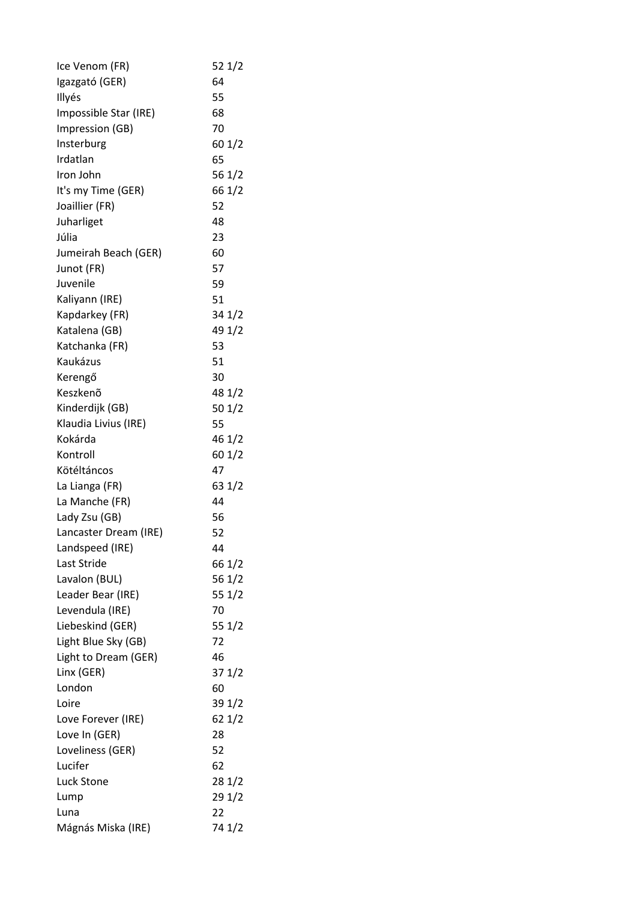| | |
|---|---|
| Ice Venom (FR) | 52 1/2 |
| Igazgató (GER) | 64 |
| Illyés | 55 |
| Impossible Star (IRE) | 68 |
| Impression (GB) | 70 |
| Insterburg | 60 1/2 |
| Irdatlan | 65 |
| Iron John | 56 1/2 |
| It's my Time (GER) | 66 1/2 |
| Joaillier (FR) | 52 |
| Juharliget | 48 |
| Júlia | 23 |
| Jumeirah Beach (GER) | 60 |
| Junot (FR) | 57 |
| Juvenile | 59 |
| Kaliyann (IRE) | 51 |
| Kapdarkey (FR) | 34 1/2 |
| Katalena (GB) | 49 1/2 |
| Katchanka (FR) | 53 |
| Kaukázus | 51 |
| Kerengő | 30 |
| Keszkenõ | 48 1/2 |
| Kinderdijk (GB) | 50 1/2 |
| Klaudia Livius (IRE) | 55 |
| Kokárda | 46 1/2 |
| Kontroll | 60 1/2 |
| Kötéltáncos | 47 |
| La Lianga (FR) | 63 1/2 |
| La Manche (FR) | 44 |
| Lady Zsu (GB) | 56 |
| Lancaster Dream (IRE) | 52 |
| Landspeed (IRE) | 44 |
| Last Stride | 66 1/2 |
| Lavalon (BUL) | 56 1/2 |
| Leader Bear (IRE) | 55 1/2 |
| Levendula (IRE) | 70 |
| Liebeskind (GER) | 55 1/2 |
| Light Blue Sky (GB) | 72 |
| Light to Dream (GER) | 46 |
| Linx (GER) | 37 1/2 |
| London | 60 |
| Loire | 39 1/2 |
| Love Forever (IRE) | 62 1/2 |
| Love In (GER) | 28 |
| Loveliness (GER) | 52 |
| Lucifer | 62 |
| Luck Stone | 28 1/2 |
| Lump | 29 1/2 |
| Luna | 22 |
| Mágnás Miska (IRE) | 74 1/2 |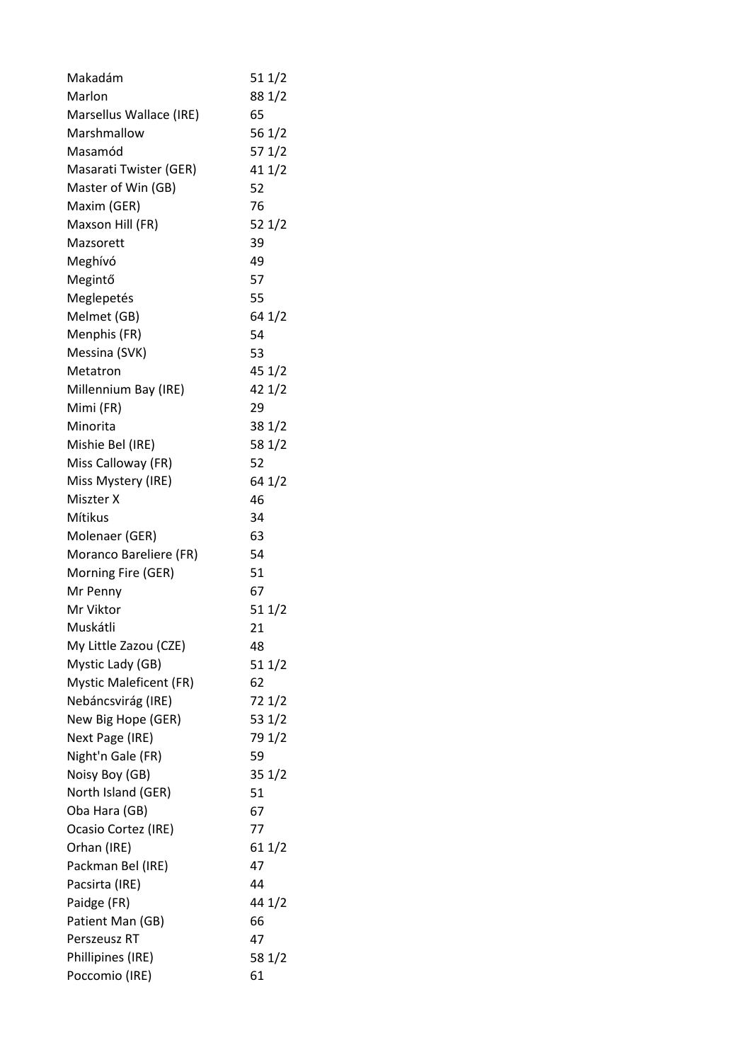| | |
|---|---|
| Makadám | 51 1/2 |
| Marlon | 88 1/2 |
| Marsellus Wallace (IRE) | 65 |
| Marshmallow | 56 1/2 |
| Masamód | 57 1/2 |
| Masarati Twister (GER) | 41 1/2 |
| Master of Win (GB) | 52 |
| Maxim (GER) | 76 |
| Maxson Hill (FR) | 52 1/2 |
| Mazsorett | 39 |
| Meghívó | 49 |
| Megintő | 57 |
| Meglepetés | 55 |
| Melmet (GB) | 64 1/2 |
| Menphis (FR) | 54 |
| Messina (SVK) | 53 |
| Metatron | 45 1/2 |
| Millennium Bay (IRE) | 42 1/2 |
| Mimi (FR) | 29 |
| Minorita | 38 1/2 |
| Mishie Bel (IRE) | 58 1/2 |
| Miss Calloway (FR) | 52 |
| Miss Mystery (IRE) | 64 1/2 |
| Miszter X | 46 |
| Mítikus | 34 |
| Molenaer (GER) | 63 |
| Moranco Bareliere (FR) | 54 |
| Morning Fire (GER) | 51 |
| Mr Penny | 67 |
| Mr Viktor | 51 1/2 |
| Muskátli | 21 |
| My Little Zazou (CZE) | 48 |
| Mystic Lady (GB) | 51 1/2 |
| Mystic Maleficent (FR) | 62 |
| Nebáncsvirág (IRE) | 72 1/2 |
| New Big Hope (GER) | 53 1/2 |
| Next Page (IRE) | 79 1/2 |
| Night'n Gale (FR) | 59 |
| Noisy Boy (GB) | 35 1/2 |
| North Island (GER) | 51 |
| Oba Hara (GB) | 67 |
| Ocasio Cortez (IRE) | 77 |
| Orhan (IRE) | 61 1/2 |
| Packman Bel (IRE) | 47 |
| Pacsirta (IRE) | 44 |
| Paidge (FR) | 44 1/2 |
| Patient Man (GB) | 66 |
| Perszeusz RT | 47 |
| Phillipines (IRE) | 58 1/2 |
| Poccomio (IRE) | 61 |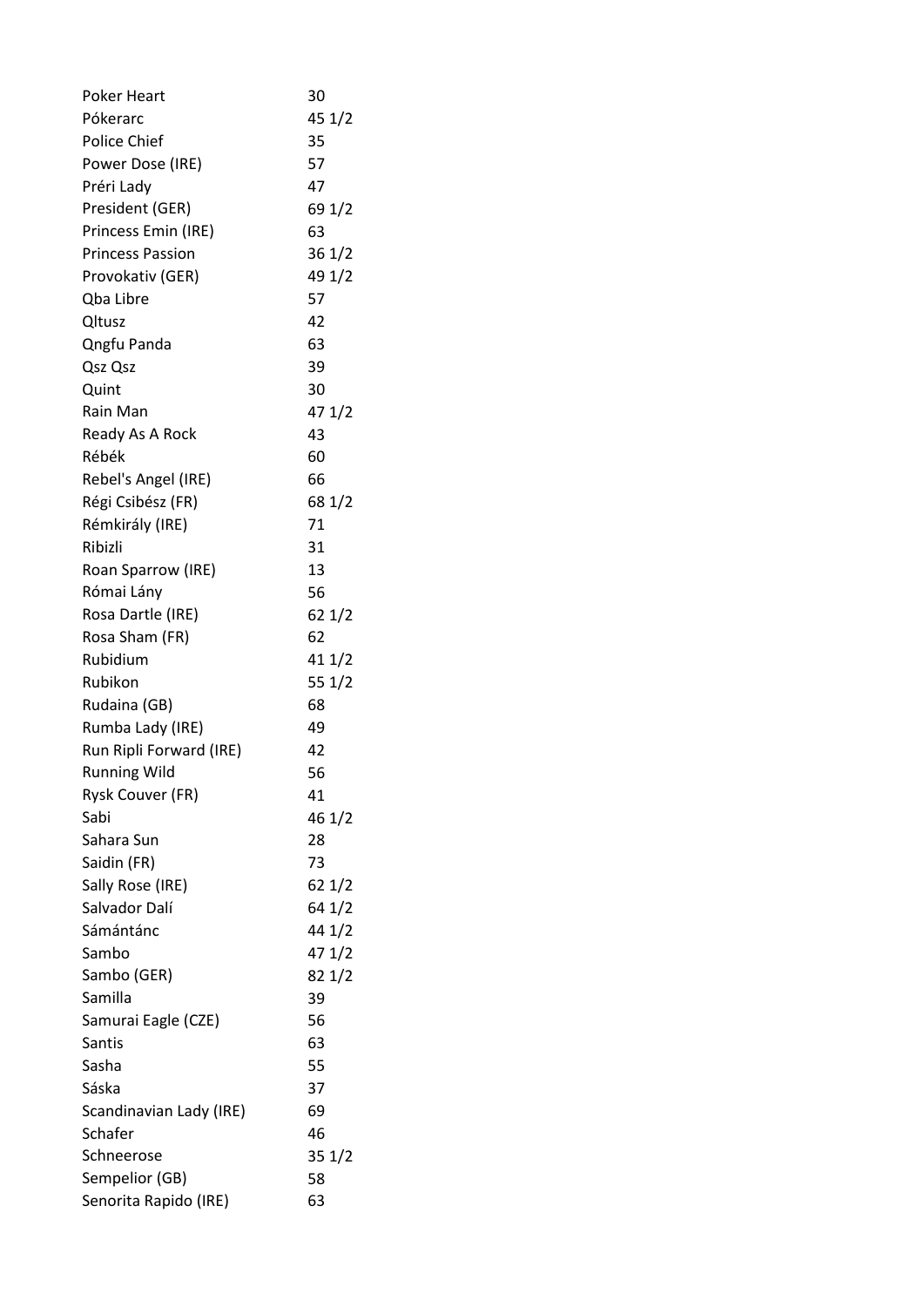| | |
|---|---|
| Poker Heart | 30 |
| Pókerarc | 45 1/2 |
| Police Chief | 35 |
| Power Dose (IRE) | 57 |
| Préri Lady | 47 |
| President (GER) | 69 1/2 |
| Princess Emin (IRE) | 63 |
| Princess Passion | 36 1/2 |
| Provokativ (GER) | 49 1/2 |
| Qba Libre | 57 |
| Qltusz | 42 |
| Qngfu Panda | 63 |
| Qsz Qsz | 39 |
| Quint | 30 |
| Rain Man | 47 1/2 |
| Ready As A Rock | 43 |
| Rébék | 60 |
| Rebel's Angel (IRE) | 66 |
| Régi Csibész (FR) | 68 1/2 |
| Rémkirály (IRE) | 71 |
| Ribizli | 31 |
| Roan Sparrow (IRE) | 13 |
| Római Lány | 56 |
| Rosa Dartle (IRE) | 62 1/2 |
| Rosa Sham (FR) | 62 |
| Rubidium | 41 1/2 |
| Rubikon | 55 1/2 |
| Rudaina (GB) | 68 |
| Rumba Lady (IRE) | 49 |
| Run Ripli Forward (IRE) | 42 |
| Running Wild | 56 |
| Rysk Couver (FR) | 41 |
| Sabi | 46 1/2 |
| Sahara Sun | 28 |
| Saidin (FR) | 73 |
| Sally Rose (IRE) | 62 1/2 |
| Salvador Dalí | 64 1/2 |
| Sámántánc | 44 1/2 |
| Sambo | 47 1/2 |
| Sambo (GER) | 82 1/2 |
| Samilla | 39 |
| Samurai Eagle (CZE) | 56 |
| Santis | 63 |
| Sasha | 55 |
| Sáska | 37 |
| Scandinavian Lady (IRE) | 69 |
| Schafer | 46 |
| Schneerose | 35 1/2 |
| Sempelior (GB) | 58 |
| Senorita Rapido (IRE) | 63 |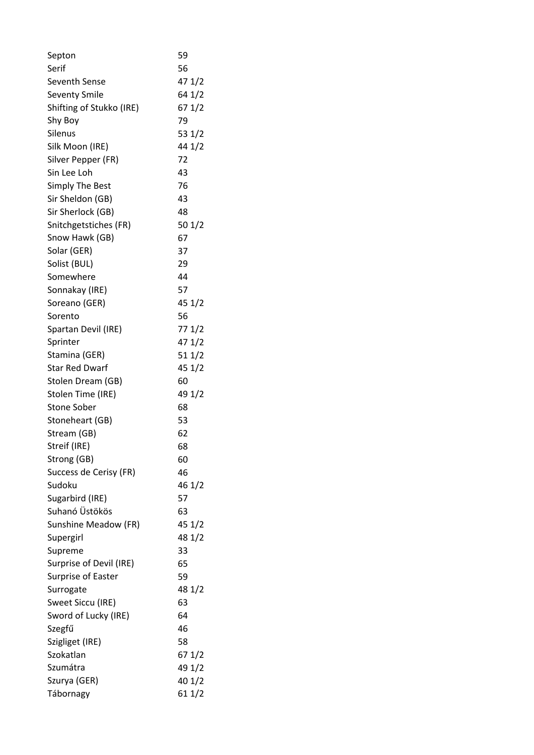| | |
|---|---|
| Septon | 59 |
| Serif | 56 |
| Seventh Sense | 47 1/2 |
| Seventy Smile | 64 1/2 |
| Shifting of Stukko (IRE) | 67 1/2 |
| Shy Boy | 79 |
| Silenus | 53 1/2 |
| Silk Moon (IRE) | 44 1/2 |
| Silver Pepper (FR) | 72 |
| Sin Lee Loh | 43 |
| Simply The Best | 76 |
| Sir Sheldon (GB) | 43 |
| Sir Sherlock (GB) | 48 |
| Snitchgetstiches (FR) | 50 1/2 |
| Snow Hawk (GB) | 67 |
| Solar (GER) | 37 |
| Solist (BUL) | 29 |
| Somewhere | 44 |
| Sonnakay (IRE) | 57 |
| Soreano (GER) | 45 1/2 |
| Sorento | 56 |
| Spartan Devil (IRE) | 77 1/2 |
| Sprinter | 47 1/2 |
| Stamina (GER) | 51 1/2 |
| Star Red Dwarf | 45 1/2 |
| Stolen Dream (GB) | 60 |
| Stolen Time (IRE) | 49 1/2 |
| Stone Sober | 68 |
| Stoneheart (GB) | 53 |
| Stream (GB) | 62 |
| Streif (IRE) | 68 |
| Strong (GB) | 60 |
| Success de Cerisy (FR) | 46 |
| Sudoku | 46 1/2 |
| Sugarbird (IRE) | 57 |
| Suhanó Üstökös | 63 |
| Sunshine Meadow (FR) | 45 1/2 |
| Supergirl | 48 1/2 |
| Supreme | 33 |
| Surprise of Devil (IRE) | 65 |
| Surprise of Easter | 59 |
| Surrogate | 48 1/2 |
| Sweet Siccu (IRE) | 63 |
| Sword of Lucky (IRE) | 64 |
| Szegfű | 46 |
| Szigliget (IRE) | 58 |
| Szokatlan | 67 1/2 |
| Szumátra | 49 1/2 |
| Szurya (GER) | 40 1/2 |
| Tábornagy | 61 1/2 |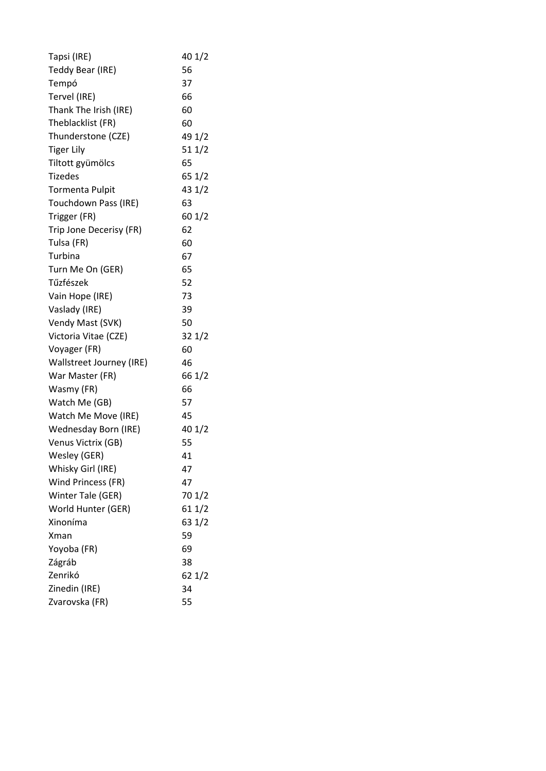| | |
|---|---|
| Tapsi (IRE) | 40 1/2 |
| Teddy Bear (IRE) | 56 |
| Tempó | 37 |
| Tervel (IRE) | 66 |
| Thank The Irish (IRE) | 60 |
| Theblacklist (FR) | 60 |
| Thunderstone (CZE) | 49 1/2 |
| Tiger Lily | 51 1/2 |
| Tiltott gyümölcs | 65 |
| Tizedes | 65 1/2 |
| Tormenta Pulpit | 43 1/2 |
| Touchdown Pass (IRE) | 63 |
| Trigger (FR) | 60 1/2 |
| Trip Jone Decerisy (FR) | 62 |
| Tulsa (FR) | 60 |
| Turbina | 67 |
| Turn Me On (GER) | 65 |
| Tűzfészek | 52 |
| Vain Hope (IRE) | 73 |
| Vaslady (IRE) | 39 |
| Vendy Mast (SVK) | 50 |
| Victoria Vitae (CZE) | 32 1/2 |
| Voyager (FR) | 60 |
| Wallstreet Journey (IRE) | 46 |
| War Master (FR) | 66 1/2 |
| Wasmy (FR) | 66 |
| Watch Me (GB) | 57 |
| Watch Me Move (IRE) | 45 |
| Wednesday Born (IRE) | 40 1/2 |
| Venus Victrix (GB) | 55 |
| Wesley (GER) | 41 |
| Whisky Girl (IRE) | 47 |
| Wind Princess (FR) | 47 |
| Winter Tale (GER) | 70 1/2 |
| World Hunter (GER) | 61 1/2 |
| Xinoníma | 63 1/2 |
| Xman | 59 |
| Yoyoba (FR) | 69 |
| Zágráb | 38 |
| Zenrikó | 62 1/2 |
| Zinedin (IRE) | 34 |
| Zvarovska (FR) | 55 |